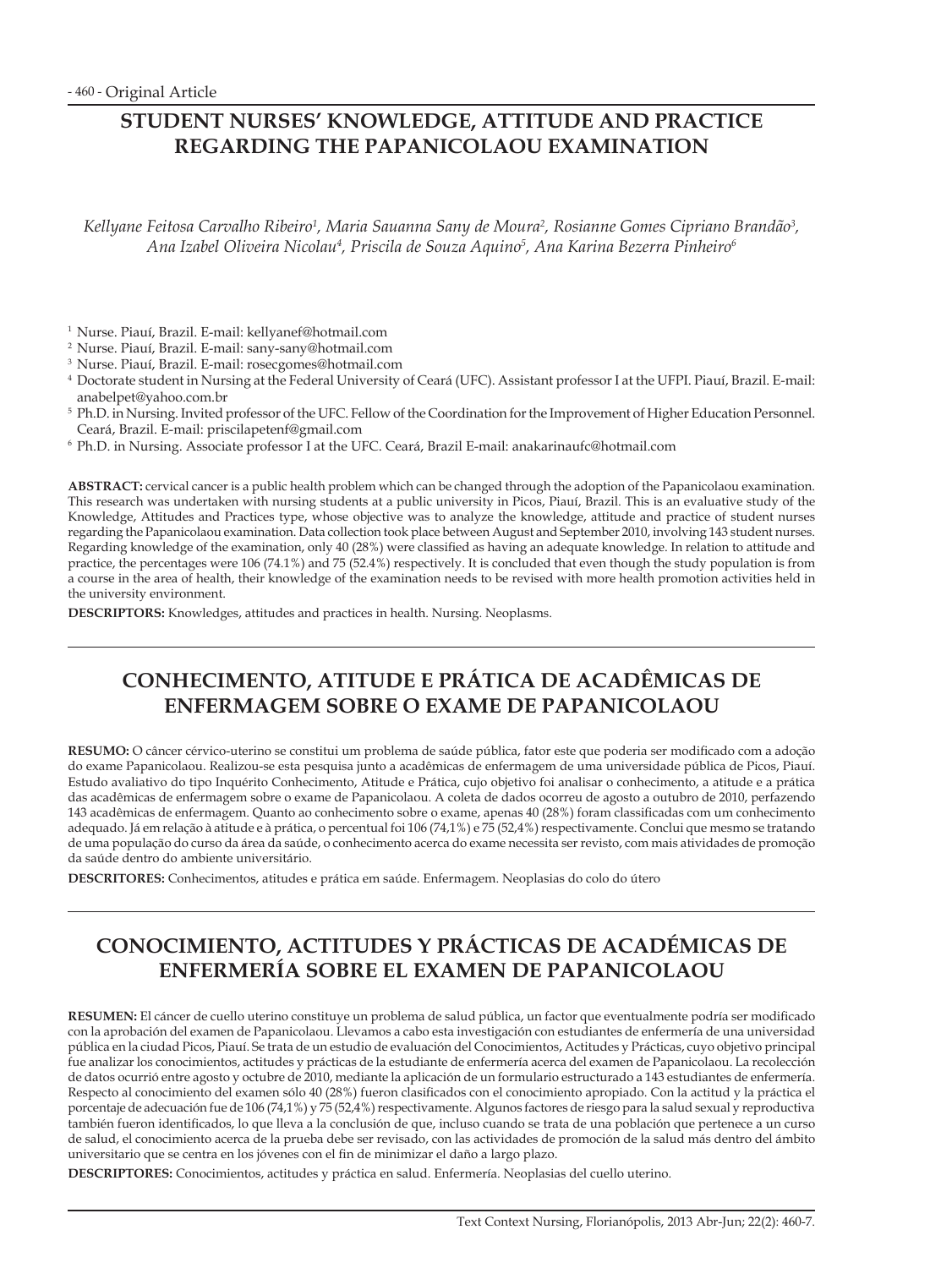Original Article

# STUDENT NURSES' KNOWLEDGE, ATTITUDE AND PRACTICE REGARDING THE PAPANICOLAOU EXAMINATION

*Kellyane Feitosa Carvalho Ribeiro[1], Maria Sauanna Sany de Moura[2], Rosianne Gomes Cipriano Brandão[3], Ana Izabel Oliveira Nicolau[4], Priscila de Souza Aquino[5], Ana Karina Bezerra Pinheiro[6]*

[1] Nurse. Piauí, Brazil. E-mail: kellyanef@hotmail.com
[2] Nurse. Piauí, Brazil. E-mail: sany-sany@hotmail.com
[3] Nurse. Piauí, Brazil. E-mail: rosecgomes@hotmail.com
[4] Doctorate student in Nursing at the Federal University of Ceará (UFC). Assistant professor I at the UFPI. Piauí, Brazil. E-mail: anabelpet@yahoo.com.br
[5] Ph.D. in Nursing. Invited professor of the UFC. Fellow of the Coordination for the Improvement of Higher Education Personnel. Ceará, Brazil. E-mail: priscilapetenf@gmail.com
[6] Ph.D. in Nursing. Associate professor I at the UFC. Ceará, Brazil E-mail: anakarinaufc@hotmail.com

**ABSTRACT:** cervical cancer is a public health problem which can be changed through the adoption of the Papanicolaou examination. This research was undertaken with nursing students at a public university in Picos, Piauí, Brazil. This is an evaluative study of the Knowledge, Attitudes and Practices type, whose objective was to analyze the knowledge, attitude and practice of student nurses regarding the Papanicolaou examination. Data collection took place between August and September 2010, involving 143 student nurses. Regarding knowledge of the examination, only 40 (28%) were classified as having an adequate knowledge. In relation to attitude and practice, the percentages were 106 (74.1%) and 75 (52.4%) respectively. It is concluded that even though the study population is from a course in the area of health, their knowledge of the examination needs to be revised with more health promotion activities held in the university environment.

**DESCRIPTORS:** Knowledges, attitudes and practices in health. Nursing. Neoplasms.

# CONHECIMENTO, ATITUDE E PRÁTICA DE ACADÊMICAS DE ENFERMAGEM SOBRE O EXAME DE PAPANICOLAOU

**RESUMO:** O câncer cérvico-uterino se constitui um problema de saúde pública, fator este que poderia ser modificado com a adoção do exame Papanicolaou. Realizou-se esta pesquisa junto a acadêmicas de enfermagem de uma universidade pública de Picos, Piauí. Estudo avaliativo do tipo Inquérito Conhecimento, Atitude e Prática, cujo objetivo foi analisar o conhecimento, a atitude e a prática das acadêmicas de enfermagem sobre o exame de Papanicolaou. A coleta de dados ocorreu de agosto a outubro de 2010, perfazendo 143 acadêmicas de enfermagem. Quanto ao conhecimento sobre o exame, apenas 40 (28%) foram classificadas com um conhecimento adequado. Já em relação à atitude e à prática, o percentual foi 106 (74,1%) e 75 (52,4%) respectivamente. Conclui que mesmo se tratando de uma população do curso da área da saúde, o conhecimento acerca do exame necessita ser revisto, com mais atividades de promoção da saúde dentro do ambiente universitário.

**DESCRITORES:** Conhecimentos, atitudes e prática em saúde. Enfermagem. Neoplasias do colo do útero

# CONOCIMIENTO, ACTITUDES Y PRÁCTICAS DE ACADÉMICAS DE ENFERMERÍA SOBRE EL EXAMEN DE PAPANICOLAOU

**RESUMEN:** El cáncer de cuello uterino constituye un problema de salud pública, un factor que eventualmente podría ser modificado con la aprobación del examen de Papanicolaou. Llevamos a cabo esta investigación con estudiantes de enfermería de una universidad pública en la ciudad Picos, Piauí. Se trata de un estudio de evaluación del Conocimientos, Actitudes y Prácticas, cuyo objetivo principal fue analizar los conocimientos, actitudes y prácticas de la estudiante de enfermería acerca del examen de Papanicolaou. La recolección de datos ocurrió entre agosto y octubre de 2010, mediante la aplicación de un formulario estructurado a 143 estudiantes de enfermería. Respecto al conocimiento del examen sólo 40 (28%) fueron clasificados con el conocimiento apropiado. Con la actitud y la práctica el porcentaje de adecuación fue de 106 (74,1%) y 75 (52,4%) respectivamente. Algunos factores de riesgo para la salud sexual y reproductiva también fueron identificados, lo que lleva a la conclusión de que, incluso cuando se trata de una población que pertenece a un curso de salud, el conocimiento acerca de la prueba debe ser revisado, con las actividades de promoción de la salud más dentro del ámbito universitario que se centra en los jóvenes con el fin de minimizar el daño a largo plazo.

**DESCRIPTORES:** Conocimientos, actitudes y práctica en salud. Enfermería. Neoplasias del cuello uterino.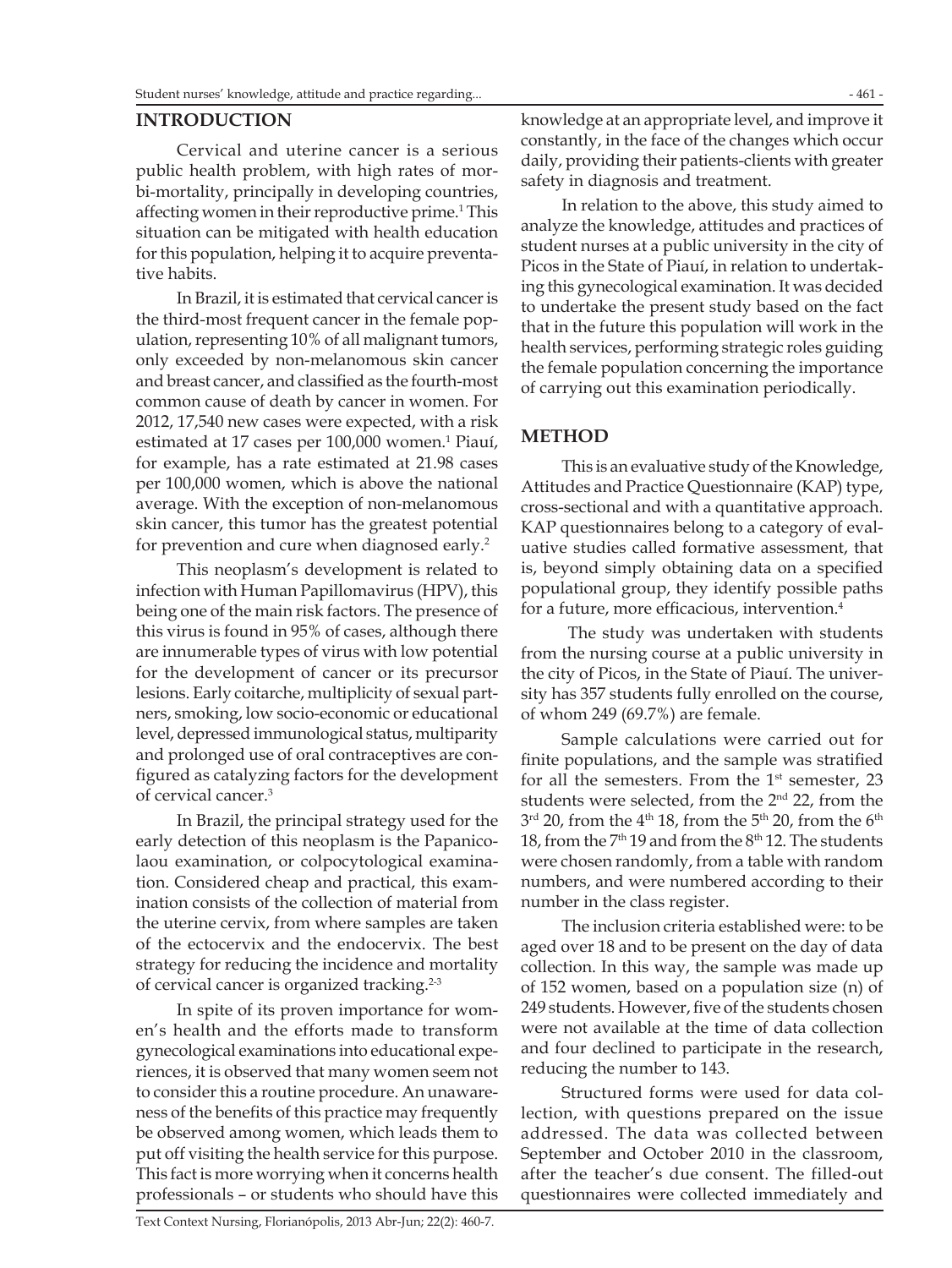## INTRODUCTION

Cervical and uterine cancer is a serious public health problem, with high rates of morbi-mortality, principally in developing countries, affecting women in their reproductive prime.[1] This situation can be mitigated with health education for this population, helping it to acquire preventative habits.

In Brazil, it is estimated that cervical cancer is the third-most frequent cancer in the female population, representing 10% of all malignant tumors, only exceeded by non-melanomous skin cancer and breast cancer, and classified as the fourth-most common cause of death by cancer in women. For 2012, 17,540 new cases were expected, with a risk estimated at 17 cases per 100,000 women.[1] Piauí, for example, has a rate estimated at 21.98 cases per 100,000 women, which is above the national average. With the exception of non-melanomous skin cancer, this tumor has the greatest potential for prevention and cure when diagnosed early.[2]

This neoplasm's development is related to infection with Human Papillomavirus (HPV), this being one of the main risk factors. The presence of this virus is found in 95% of cases, although there are innumerable types of virus with low potential for the development of cancer or its precursor lesions. Early coitarche, multiplicity of sexual partners, smoking, low socio-economic or educational level, depressed immunological status, multiparity and prolonged use of oral contraceptives are configured as catalyzing factors for the development of cervical cancer.[3]

In Brazil, the principal strategy used for the early detection of this neoplasm is the Papanicolaou examination, or colpocytological examination. Considered cheap and practical, this examination consists of the collection of material from the uterine cervix, from where samples are taken of the ectocervix and the endocervix. The best strategy for reducing the incidence and mortality of cervical cancer is organized tracking.[2-3]

In spite of its proven importance for women's health and the efforts made to transform gynecological examinations into educational experiences, it is observed that many women seem not to consider this a routine procedure. An unawareness of the benefits of this practice may frequently be observed among women, which leads them to put off visiting the health service for this purpose. This fact is more worrying when it concerns health professionals – or students who should have this knowledge at an appropriate level, and improve it constantly, in the face of the changes which occur daily, providing their patients-clients with greater safety in diagnosis and treatment.

In relation to the above, this study aimed to analyze the knowledge, attitudes and practices of student nurses at a public university in the city of Picos in the State of Piauí, in relation to undertaking this gynecological examination. It was decided to undertake the present study based on the fact that in the future this population will work in the health services, performing strategic roles guiding the female population concerning the importance of carrying out this examination periodically.

## METHOD

This is an evaluative study of the Knowledge, Attitudes and Practice Questionnaire (KAP) type, cross-sectional and with a quantitative approach. KAP questionnaires belong to a category of evaluative studies called formative assessment, that is, beyond simply obtaining data on a specified populational group, they identify possible paths for a future, more efficacious, intervention.[4]

The study was undertaken with students from the nursing course at a public university in the city of Picos, in the State of Piauí. The university has 357 students fully enrolled on the course, of whom 249 (69.7%) are female.

Sample calculations were carried out for finite populations, and the sample was stratified for all the semesters. From the 1st semester, 23 students were selected, from the 2nd 22, from the 3rd 20, from the 4th 18, from the 5th 20, from the 6th 18, from the 7th 19 and from the 8th 12. The students were chosen randomly, from a table with random numbers, and were numbered according to their number in the class register.

The inclusion criteria established were: to be aged over 18 and to be present on the day of data collection. In this way, the sample was made up of 152 women, based on a population size (n) of 249 students. However, five of the students chosen were not available at the time of data collection and four declined to participate in the research, reducing the number to 143.

Structured forms were used for data collection, with questions prepared on the issue addressed. The data was collected between September and October 2010 in the classroom, after the teacher's due consent. The filled-out questionnaires were collected immediately and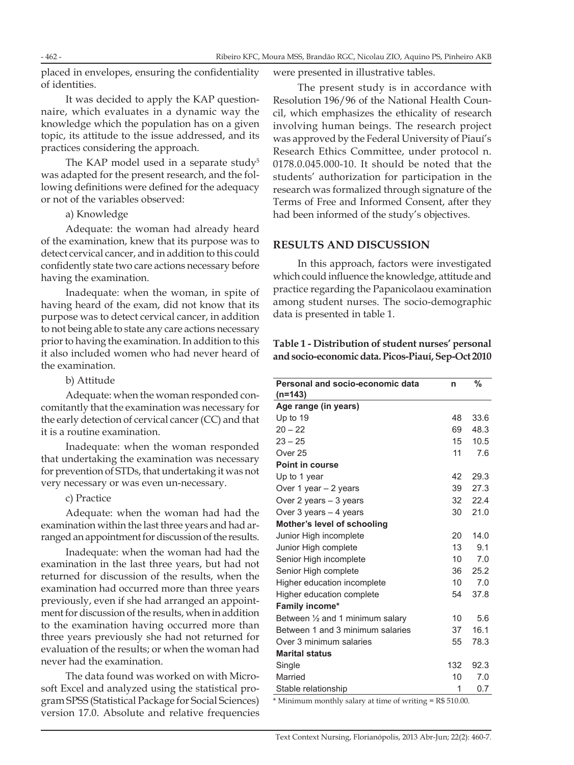placed in envelopes, ensuring the confidentiality of identities.

It was decided to apply the KAP questionnaire, which evaluates in a dynamic way the knowledge which the population has on a given topic, its attitude to the issue addressed, and its practices considering the approach.

The KAP model used in a separate study[5] was adapted for the present research, and the following definitions were defined for the adequacy or not of the variables observed:

a) Knowledge

Adequate: the woman had already heard of the examination, knew that its purpose was to detect cervical cancer, and in addition to this could confidently state two care actions necessary before having the examination.

Inadequate: when the woman, in spite of having heard of the exam, did not know that its purpose was to detect cervical cancer, in addition to not being able to state any care actions necessary prior to having the examination. In addition to this it also included women who had never heard of the examination.

b) Attitude

Adequate: when the woman responded concomitantly that the examination was necessary for the early detection of cervical cancer (CC) and that it is a routine examination.

Inadequate: when the woman responded that undertaking the examination was necessary for prevention of STDs, that undertaking it was not very necessary or was even un-necessary.

c) Practice

Adequate: when the woman had had the examination within the last three years and had arranged an appointment for discussion of the results.

Inadequate: when the woman had had the examination in the last three years, but had not returned for discussion of the results, when the examination had occurred more than three years previously, even if she had arranged an appointment for discussion of the results, when in addition to the examination having occurred more than three years previously she had not returned for evaluation of the results; or when the woman had never had the examination.

The data found was worked on with Microsoft Excel and analyzed using the statistical program SPSS (Statistical Package for Social Sciences) version 17.0. Absolute and relative frequencies were presented in illustrative tables.

The present study is in accordance with Resolution 196/96 of the National Health Council, which emphasizes the ethicality of research involving human beings. The research project was approved by the Federal University of Piauí's Research Ethics Committee, under protocol n. 0178.0.045.000-10. It should be noted that the students' authorization for participation in the research was formalized through signature of the Terms of Free and Informed Consent, after they had been informed of the study's objectives.

## RESULTS AND DISCUSSION

In this approach, factors were investigated which could influence the knowledge, attitude and practice regarding the Papanicolaou examination among student nurses. The socio-demographic data is presented in table 1.

**Table 1 - Distribution of student nurses' personal and socio-economic data. Picos-Piauí, Sep-Oct 2010**

| Personal and socio-economic data (n=143) | n | % |
|---|---|---|
| **Age range (in years)** | | |
| Up to 19 | 48 | 33.6 |
| 20 – 22 | 69 | 48.3 |
| 23 – 25 | 15 | 10.5 |
| Over 25 | 11 | 7.6 |
| **Point in course** | | |
| Up to 1 year | 42 | 29.3 |
| Over 1 year – 2 years | 39 | 27.3 |
| Over 2 years – 3 years | 32 | 22.4 |
| Over 3 years – 4 years | 30 | 21.0 |
| **Mother's level of schooling** | | |
| Junior High incomplete | 20 | 14.0 |
| Junior High complete | 13 | 9.1 |
| Senior High incomplete | 10 | 7.0 |
| Senior High complete | 36 | 25.2 |
| Higher education incomplete | 10 | 7.0 |
| Higher education complete | 54 | 37.8 |
| **Family income*** | | |
| Between ½ and 1 minimum salary | 10 | 5.6 |
| Between 1 and 3 minimum salaries | 37 | 16.1 |
| Over 3 minimum salaries | 55 | 78.3 |
| **Marital status** | | |
| Single | 132 | 92.3 |
| Married | 10 | 7.0 |
| Stable relationship | 1 | 0.7 |

* Minimum monthly salary at time of writing = R$ 510.00.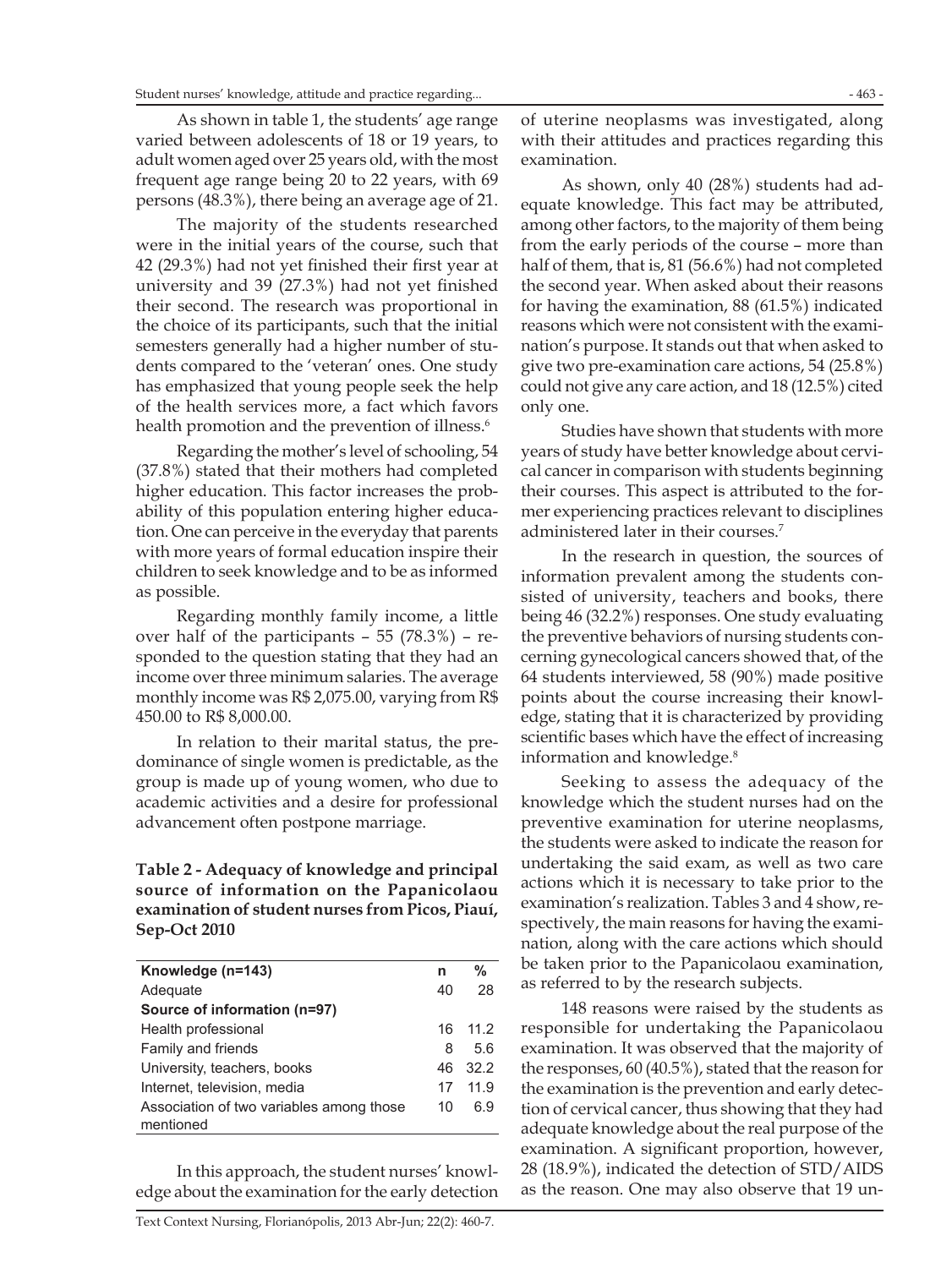As shown in table 1, the students' age range varied between adolescents of 18 or 19 years, to adult women aged over 25 years old, with the most frequent age range being 20 to 22 years, with 69 persons (48.3%), there being an average age of 21.

The majority of the students researched were in the initial years of the course, such that 42 (29.3%) had not yet finished their first year at university and 39 (27.3%) had not yet finished their second. The research was proportional in the choice of its participants, such that the initial semesters generally had a higher number of students compared to the 'veteran' ones. One study has emphasized that young people seek the help of the health services more, a fact which favors health promotion and the prevention of illness.[6]

Regarding the mother's level of schooling, 54 (37.8%) stated that their mothers had completed higher education. This factor increases the probability of this population entering higher education. One can perceive in the everyday that parents with more years of formal education inspire their children to seek knowledge and to be as informed as possible.

Regarding monthly family income, a little over half of the participants – 55 (78.3%) – responded to the question stating that they had an income over three minimum salaries. The average monthly income was R$ 2,075.00, varying from R$ 450.00 to R$ 8,000.00.

In relation to their marital status, the predominance of single women is predictable, as the group is made up of young women, who due to academic activities and a desire for professional advancement often postpone marriage.

**Table 2 - Adequacy of knowledge and principal source of information on the Papanicolaou examination of student nurses from Picos, Piauí, Sep-Oct 2010**

| Knowledge (n=143) | n | % |
|---|---|---|
| Adequate | 40 | 28 |
| **Source of information (n=97)** | | |
| Health professional | 16 | 11.2 |
| Family and friends | 8 | 5.6 |
| University, teachers, books | 46 | 32.2 |
| Internet, television, media | 17 | 11.9 |
| Association of two variables among those mentioned | 10 | 6.9 |

In this approach, the student nurses' knowledge about the examination for the early detection of uterine neoplasms was investigated, along with their attitudes and practices regarding this examination.

As shown, only 40 (28%) students had adequate knowledge. This fact may be attributed, among other factors, to the majority of them being from the early periods of the course – more than half of them, that is, 81 (56.6%) had not completed the second year. When asked about their reasons for having the examination, 88 (61.5%) indicated reasons which were not consistent with the examination's purpose. It stands out that when asked to give two pre-examination care actions, 54 (25.8%) could not give any care action, and 18 (12.5%) cited only one.

Studies have shown that students with more years of study have better knowledge about cervical cancer in comparison with students beginning their courses. This aspect is attributed to the former experiencing practices relevant to disciplines administered later in their courses.[7]

In the research in question, the sources of information prevalent among the students consisted of university, teachers and books, there being 46 (32.2%) responses. One study evaluating the preventive behaviors of nursing students concerning gynecological cancers showed that, of the 64 students interviewed, 58 (90%) made positive points about the course increasing their knowledge, stating that it is characterized by providing scientific bases which have the effect of increasing information and knowledge.[8]

Seeking to assess the adequacy of the knowledge which the student nurses had on the preventive examination for uterine neoplasms, the students were asked to indicate the reason for undertaking the said exam, as well as two care actions which it is necessary to take prior to the examination's realization. Tables 3 and 4 show, respectively, the main reasons for having the examination, along with the care actions which should be taken prior to the Papanicolaou examination, as referred to by the research subjects.

148 reasons were raised by the students as responsible for undertaking the Papanicolaou examination. It was observed that the majority of the responses, 60 (40.5%), stated that the reason for the examination is the prevention and early detection of cervical cancer, thus showing that they had adequate knowledge about the real purpose of the examination. A significant proportion, however, 28 (18.9%), indicated the detection of STD/AIDS as the reason. One may also observe that 19 un-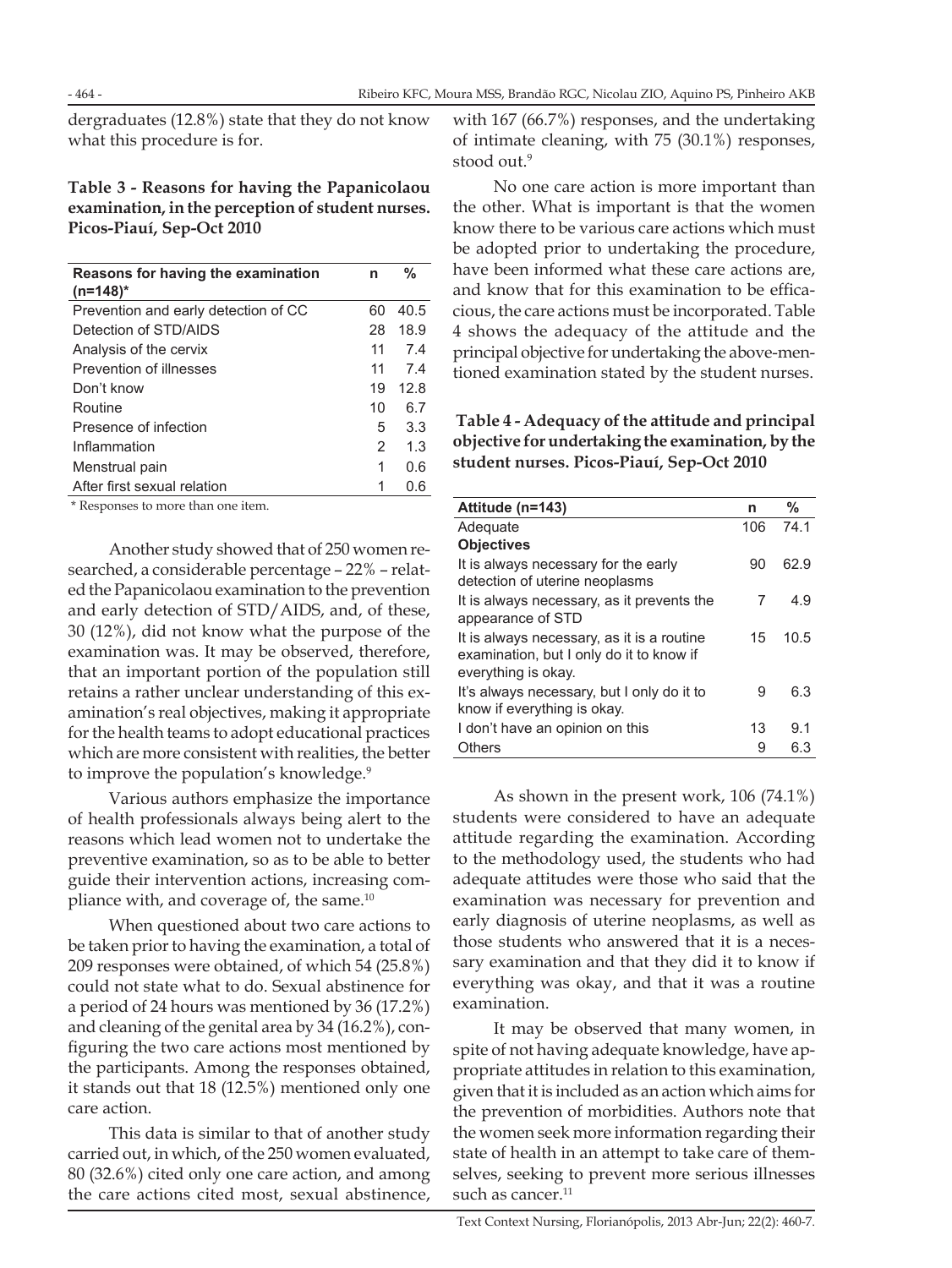dergraduates (12.8%) state that they do not know what this procedure is for.

**Table 3 - Reasons for having the Papanicolaou examination, in the perception of student nurses. Picos-Piauí, Sep-Oct 2010**

| Reasons for having the examination (n=148)* | n | % |
|---|---|---|
| Prevention and early detection of CC | 60 | 40.5 |
| Detection of STD/AIDS | 28 | 18.9 |
| Analysis of the cervix | 11 | 7.4 |
| Prevention of illnesses | 11 | 7.4 |
| Don't know | 19 | 12.8 |
| Routine | 10 | 6.7 |
| Presence of infection | 5 | 3.3 |
| Inflammation | 2 | 1.3 |
| Menstrual pain | 1 | 0.6 |
| After first sexual relation | 1 | 0.6 |

\* Responses to more than one item.

Another study showed that of 250 women researched, a considerable percentage – 22% – related the Papanicolaou examination to the prevention and early detection of STD/AIDS, and, of these, 30 (12%), did not know what the purpose of the examination was. It may be observed, therefore, that an important portion of the population still retains a rather unclear understanding of this examination's real objectives, making it appropriate for the health teams to adopt educational practices which are more consistent with realities, the better to improve the population's knowledge.[9]

Various authors emphasize the importance of health professionals always being alert to the reasons which lead women not to undertake the preventive examination, so as to be able to better guide their intervention actions, increasing compliance with, and coverage of, the same.[10]

When questioned about two care actions to be taken prior to having the examination, a total of 209 responses were obtained, of which 54 (25.8%) could not state what to do. Sexual abstinence for a period of 24 hours was mentioned by 36 (17.2%) and cleaning of the genital area by 34 (16.2%), configuring the two care actions most mentioned by the participants. Among the responses obtained, it stands out that 18 (12.5%) mentioned only one care action.

This data is similar to that of another study carried out, in which, of the 250 women evaluated, 80 (32.6%) cited only one care action, and among the care actions cited most, sexual abstinence, with 167 (66.7%) responses, and the undertaking of intimate cleaning, with 75 (30.1%) responses, stood out.[9]

No one care action is more important than the other. What is important is that the women know there to be various care actions which must be adopted prior to undertaking the procedure, have been informed what these care actions are, and know that for this examination to be efficacious, the care actions must be incorporated. Table 4 shows the adequacy of the attitude and the principal objective for undertaking the above-mentioned examination stated by the student nurses.

**Table 4 - Adequacy of the attitude and principal objective for undertaking the examination, by the student nurses. Picos-Piauí, Sep-Oct 2010**

| Attitude (n=143) | n | % |
|---|---|---|
| Adequate | 106 | 74.1 |
| **Objectives** | | |
| It is always necessary for the early detection of uterine neoplasms | 90 | 62.9 |
| It is always necessary, as it prevents the appearance of STD | 7 | 4.9 |
| It is always necessary, as it is a routine examination, but I only do it to know if everything is okay. | 15 | 10.5 |
| It's always necessary, but I only do it to know if everything is okay. | 9 | 6.3 |
| I don't have an opinion on this | 13 | 9.1 |
| Others | 9 | 6.3 |

As shown in the present work, 106 (74.1%) students were considered to have an adequate attitude regarding the examination. According to the methodology used, the students who had adequate attitudes were those who said that the examination was necessary for prevention and early diagnosis of uterine neoplasms, as well as those students who answered that it is a necessary examination and that they did it to know if everything was okay, and that it was a routine examination.

It may be observed that many women, in spite of not having adequate knowledge, have appropriate attitudes in relation to this examination, given that it is included as an action which aims for the prevention of morbidities. Authors note that the women seek more information regarding their state of health in an attempt to take care of themselves, seeking to prevent more serious illnesses such as cancer.[11]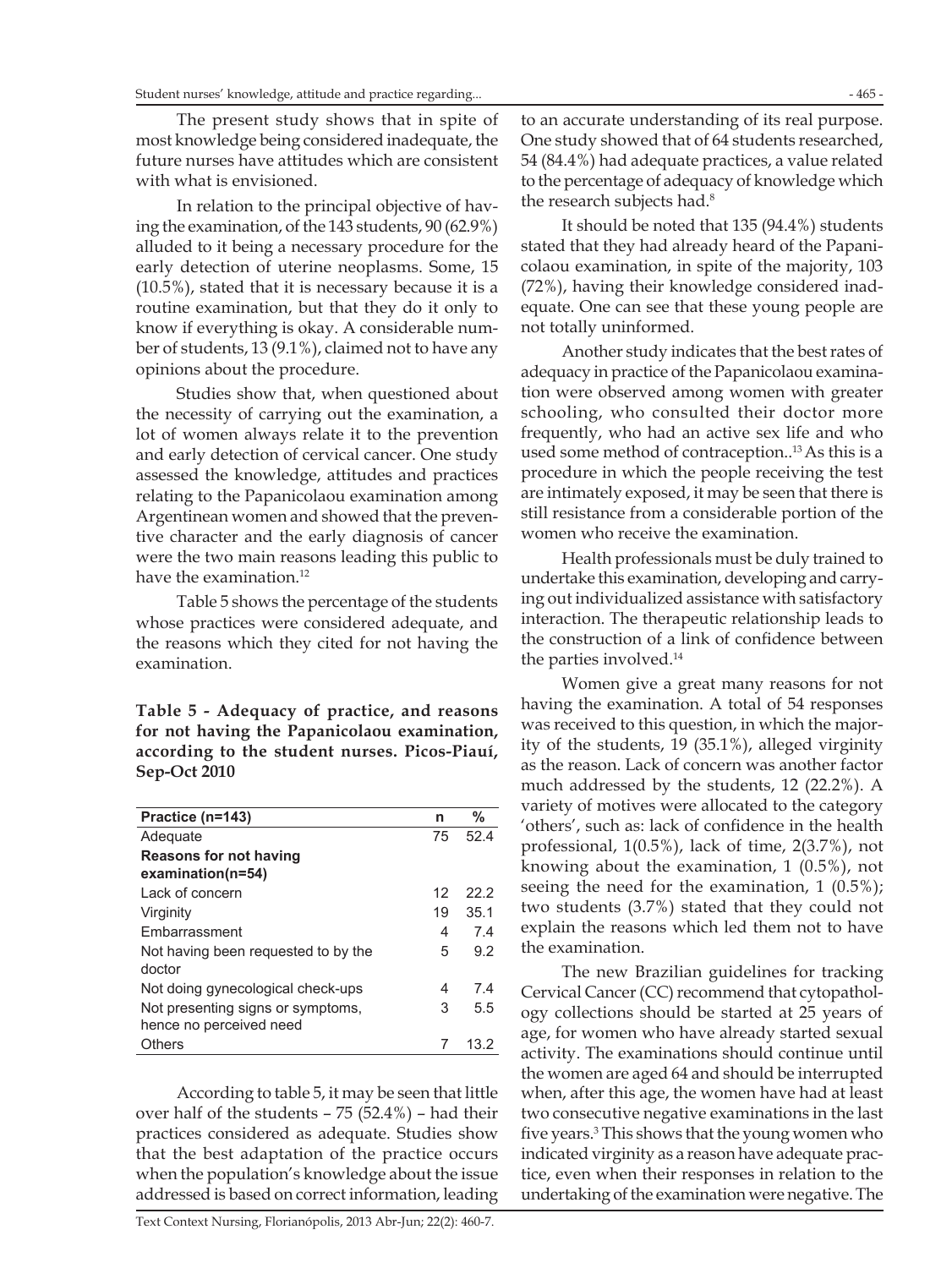The present study shows that in spite of most knowledge being considered inadequate, the future nurses have attitudes which are consistent with what is envisioned.

In relation to the principal objective of having the examination, of the 143 students, 90 (62.9%) alluded to it being a necessary procedure for the early detection of uterine neoplasms. Some, 15 (10.5%), stated that it is necessary because it is a routine examination, but that they do it only to know if everything is okay. A considerable number of students, 13 (9.1%), claimed not to have any opinions about the procedure.

Studies show that, when questioned about the necessity of carrying out the examination, a lot of women always relate it to the prevention and early detection of cervical cancer. One study assessed the knowledge, attitudes and practices relating to the Papanicolaou examination among Argentinean women and showed that the preventive character and the early diagnosis of cancer were the two main reasons leading this public to have the examination.[12]

Table 5 shows the percentage of the students whose practices were considered adequate, and the reasons which they cited for not having the examination.

**Table 5 - Adequacy of practice, and reasons for not having the Papanicolaou examination, according to the student nurses. Picos-Piauí, Sep-Oct 2010**

| Practice (n=143) | n | % |
|---|---|---|
| Adequate | 75 | 52.4 |
| **Reasons for not having examination(n=54)** | | |
| Lack of concern | 12 | 22.2 |
| Virginity | 19 | 35.1 |
| Embarrassment | 4 | 7.4 |
| Not having been requested to by the doctor | 5 | 9.2 |
| Not doing gynecological check-ups | 4 | 7.4 |
| Not presenting signs or symptoms, hence no perceived need | 3 | 5.5 |
| Others | 7 | 13.2 |

According to table 5, it may be seen that little over half of the students – 75 (52.4%) – had their practices considered as adequate. Studies show that the best adaptation of the practice occurs when the population's knowledge about the issue addressed is based on correct information, leading to an accurate understanding of its real purpose. One study showed that of 64 students researched, 54 (84.4%) had adequate practices, a value related to the percentage of adequacy of knowledge which the research subjects had.[8]

It should be noted that 135 (94.4%) students stated that they had already heard of the Papanicolaou examination, in spite of the majority, 103 (72%), having their knowledge considered inadequate. One can see that these young people are not totally uninformed.

Another study indicates that the best rates of adequacy in practice of the Papanicolaou examination were observed among women with greater schooling, who consulted their doctor more frequently, who had an active sex life and who used some method of contraception..[13] As this is a procedure in which the people receiving the test are intimately exposed, it may be seen that there is still resistance from a considerable portion of the women who receive the examination.

Health professionals must be duly trained to undertake this examination, developing and carrying out individualized assistance with satisfactory interaction. The therapeutic relationship leads to the construction of a link of confidence between the parties involved.[14]

Women give a great many reasons for not having the examination. A total of 54 responses was received to this question, in which the majority of the students, 19 (35.1%), alleged virginity as the reason. Lack of concern was another factor much addressed by the students, 12 (22.2%). A variety of motives were allocated to the category 'others', such as: lack of confidence in the health professional, 1(0.5%), lack of time, 2(3.7%), not knowing about the examination, 1 (0.5%), not seeing the need for the examination, 1 (0.5%); two students (3.7%) stated that they could not explain the reasons which led them not to have the examination.

The new Brazilian guidelines for tracking Cervical Cancer (CC) recommend that cytopathology collections should be started at 25 years of age, for women who have already started sexual activity. The examinations should continue until the women are aged 64 and should be interrupted when, after this age, the women have had at least two consecutive negative examinations in the last five years.[3] This shows that the young women who indicated virginity as a reason have adequate practice, even when their responses in relation to the undertaking of the examination were negative. The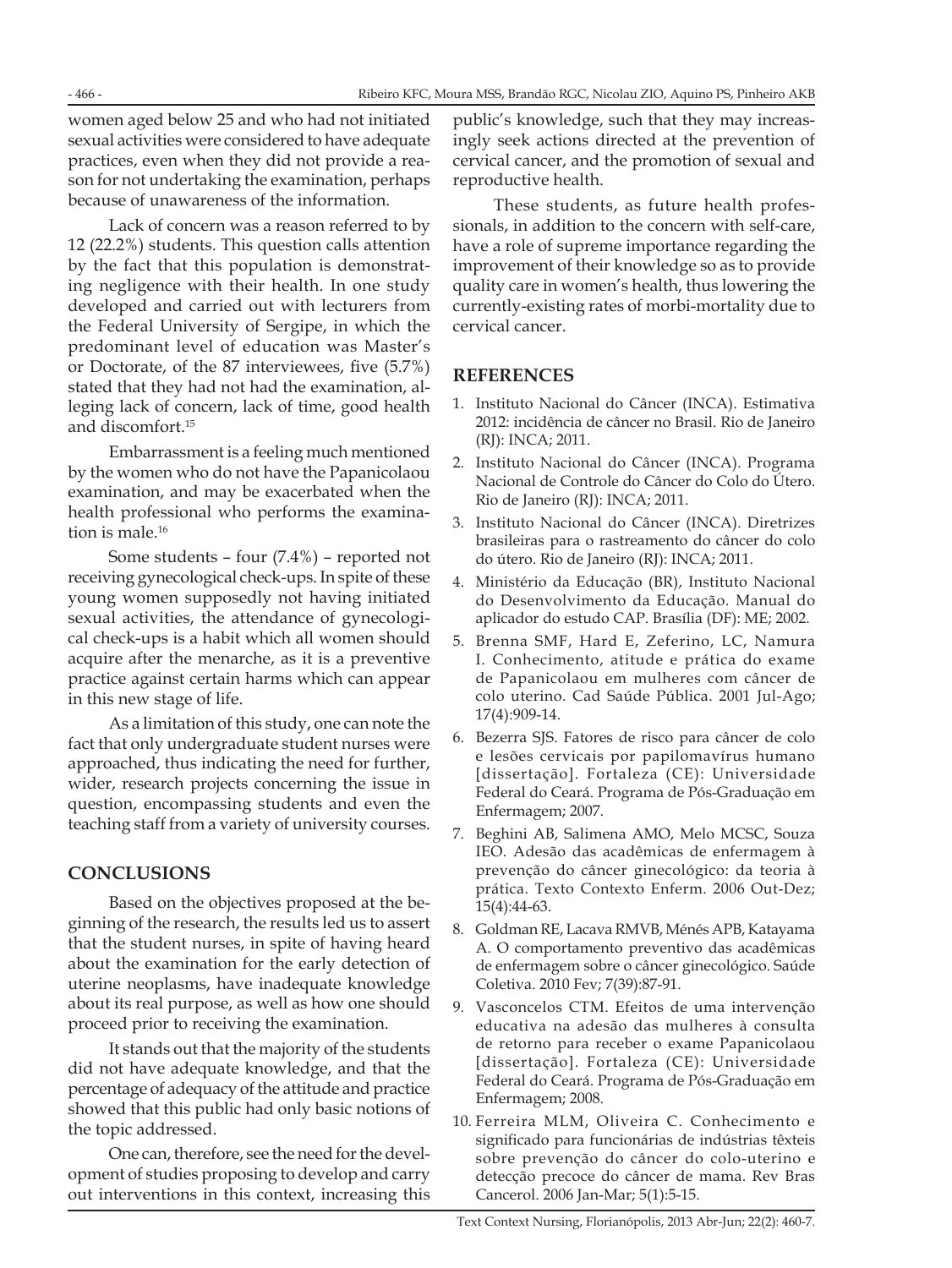women aged below 25 and who had not initiated sexual activities were considered to have adequate practices, even when they did not provide a reason for not undertaking the examination, perhaps because of unawareness of the information.

Lack of concern was a reason referred to by 12 (22.2%) students. This question calls attention by the fact that this population is demonstrating negligence with their health. In one study developed and carried out with lecturers from the Federal University of Sergipe, in which the predominant level of education was Master's or Doctorate, of the 87 interviewees, five (5.7%) stated that they had not had the examination, alleging lack of concern, lack of time, good health and discomfort.[15]

Embarrassment is a feeling much mentioned by the women who do not have the Papanicolaou examination, and may be exacerbated when the health professional who performs the examination is male.[16]

Some students – four (7.4%) – reported not receiving gynecological check-ups. In spite of these young women supposedly not having initiated sexual activities, the attendance of gynecological check-ups is a habit which all women should acquire after the menarche, as it is a preventive practice against certain harms which can appear in this new stage of life.

As a limitation of this study, one can note the fact that only undergraduate student nurses were approached, thus indicating the need for further, wider, research projects concerning the issue in question, encompassing students and even the teaching staff from a variety of university courses.

## CONCLUSIONS

Based on the objectives proposed at the beginning of the research, the results led us to assert that the student nurses, in spite of having heard about the examination for the early detection of uterine neoplasms, have inadequate knowledge about its real purpose, as well as how one should proceed prior to receiving the examination.

It stands out that the majority of the students did not have adequate knowledge, and that the percentage of adequacy of the attitude and practice showed that this public had only basic notions of the topic addressed.

One can, therefore, see the need for the development of studies proposing to develop and carry out interventions in this context, increasing this public's knowledge, such that they may increasingly seek actions directed at the prevention of cervical cancer, and the promotion of sexual and reproductive health.

These students, as future health professionals, in addition to the concern with self-care, have a role of supreme importance regarding the improvement of their knowledge so as to provide quality care in women's health, thus lowering the currently-existing rates of morbi-mortality due to cervical cancer.

## REFERENCES

1. Instituto Nacional do Câncer (INCA). Estimativa 2012: incidência de câncer no Brasil. Rio de Janeiro (RJ): INCA; 2011.
2. Instituto Nacional do Câncer (INCA). Programa Nacional de Controle do Câncer do Colo do Útero. Rio de Janeiro (RJ): INCA; 2011.
3. Instituto Nacional do Câncer (INCA). Diretrizes brasileiras para o rastreamento do câncer do colo do útero. Rio de Janeiro (RJ): INCA; 2011.
4. Ministério da Educação (BR), Instituto Nacional do Desenvolvimento da Educação. Manual do aplicador do estudo CAP. Brasília (DF): ME; 2002.
5. Brenna SMF, Hard E, Zeferino, LC, Namura I. Conhecimento, atitude e prática do exame de Papanicolaou em mulheres com câncer de colo uterino. Cad Saúde Pública. 2001 Jul-Ago; 17(4):909-14.
6. Bezerra SJS. Fatores de risco para câncer de colo e lesões cervicais por papilomavírus humano [dissertação]. Fortaleza (CE): Universidade Federal do Ceará. Programa de Pós-Graduação em Enfermagem; 2007.
7. Beghini AB, Salimena AMO, Melo MCSC, Souza IEO. Adesão das acadêmicas de enfermagem à prevenção do câncer ginecológico: da teoria à prática. Texto Contexto Enferm. 2006 Out-Dez; 15(4):44-63.
8. Goldman RE, Lacava RMVB, Ménés APB, Katayama A. O comportamento preventivo das acadêmicas de enfermagem sobre o câncer ginecológico. Saúde Coletiva. 2010 Fev; 7(39):87-91.
9. Vasconcelos CTM. Efeitos de uma intervenção educativa na adesão das mulheres à consulta de retorno para receber o exame Papanicolaou [dissertação]. Fortaleza (CE): Universidade Federal do Ceará. Programa de Pós-Graduação em Enfermagem; 2008.
10. Ferreira MLM, Oliveira C. Conhecimento e significado para funcionárias de indústrias têxteis sobre prevenção do câncer do colo-uterino e detecção precoce do câncer de mama. Rev Bras Cancerol. 2006 Jan-Mar; 5(1):5-15.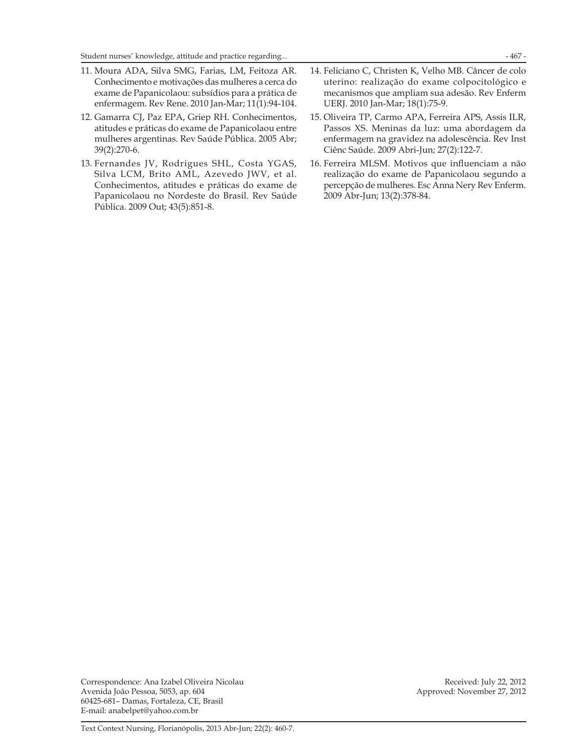11. Moura ADA, Silva SMG, Farias, LM, Feitoza AR. Conhecimento e motivações das mulheres a cerca do exame de Papanicolaou: subsídios para a prática de enfermagem. Rev Rene. 2010 Jan-Mar; 11(1):94-104.

12. Gamarra CJ, Paz EPA, Griep RH. Conhecimentos, atitudes e práticas do exame de Papanicolaou entre mulheres argentinas. Rev Saúde Pública. 2005 Abr; 39(2):270-6.

13. Fernandes JV, Rodrigues SHL, Costa YGAS, Silva LCM, Brito AML, Azevedo JWV, et al. Conhecimentos, atitudes e práticas do exame de Papanicolaou no Nordeste do Brasil. Rev Saúde Pública. 2009 Out; 43(5):851-8.

14. Feliciano C, Christen K, Velho MB. Câncer de colo uterino: realização do exame colpocitológico e mecanismos que ampliam sua adesão. Rev Enferm UERJ. 2010 Jan-Mar; 18(1):75-9.

15. Oliveira TP, Carmo APA, Ferreira APS, Assis ILR, Passos XS. Meninas da luz: uma abordagem da enfermagem na gravidez na adolescência. Rev Inst Ciênc Saúde. 2009 Abri-Jun; 27(2):122-7.

16. Ferreira MLSM. Motivos que influenciam a não realização do exame de Papanicolaou segundo a percepção de mulheres. Esc Anna Nery Rev Enferm. 2009 Abr-Jun; 13(2):378-84.

Correspondence: Ana Izabel Oliveira Nicolau
Avenida João Pessoa, 5053, ap. 604
60425-681– Damas, Fortaleza, CE, Brasil
E-mail: anabelpet@yahoo.com.br

Received: July 22, 2012
Approved: November 27, 2012